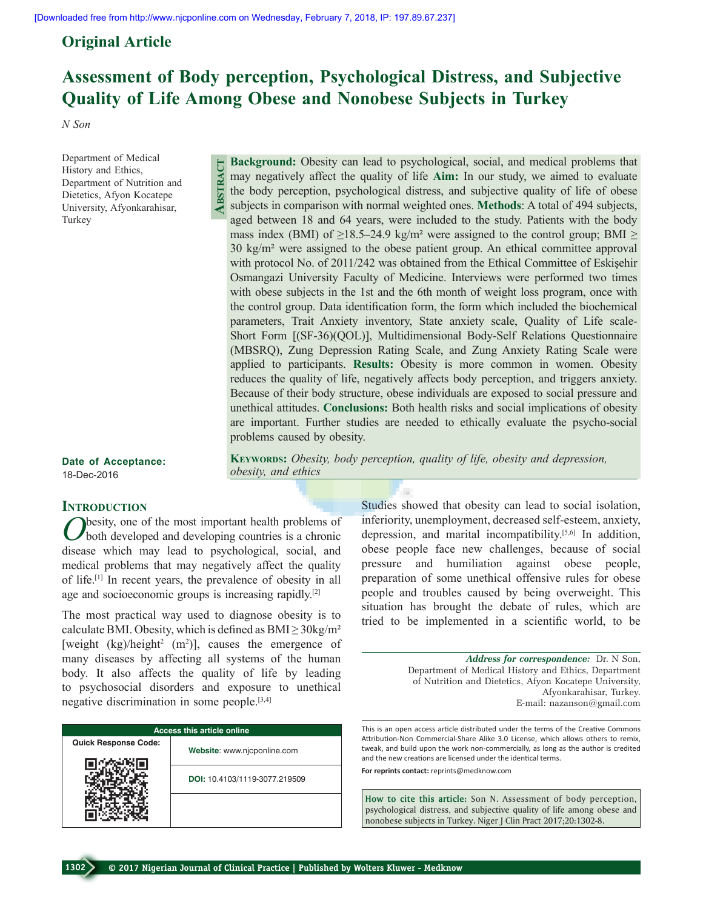Original Article

# Assessment of Body perception, Psychological Distress, and Subjective Quality of Life Among Obese and Nonobese Subjects in Turkey

*N Son*

Department of Medical History and Ethics, Department of Nutrition and Dietetics, Afyon Kocatepe University, Afyonkarahisar, Turkey

## Abstract

**Background:** Obesity can lead to psychological, social, and medical problems that may negatively affect the quality of life **Aim:** In our study, we aimed to evaluate the body perception, psychological distress, and subjective quality of life of obese subjects in comparison with normal weighted ones. **Methods**: A total of 494 subjects, aged between 18 and 64 years, were included to the study. Patients with the body mass index (BMI) of ≥18.5–24.9 kg/m² were assigned to the control group; BMI ≥ 30 kg/m² were assigned to the obese patient group. An ethical committee approval with protocol No. of 2011/242 was obtained from the Ethical Committee of Eskişehir Osmangazi University Faculty of Medicine. Interviews were performed two times with obese subjects in the 1st and the 6th month of weight loss program, once with the control group. Data identification form, the form which included the biochemical parameters, Trait Anxiety inventory, State anxiety scale, Quality of Life scale-Short Form [(SF-36)(QOL)], Multidimensional Body-Self Relations Questionnaire (MBSRQ), Zung Depression Rating Scale, and Zung Anxiety Rating Scale were applied to participants. **Results:** Obesity is more common in women. Obesity reduces the quality of life, negatively affects body perception, and triggers anxiety. Because of their body structure, obese individuals are exposed to social pressure and unethical attitudes. **Conclusions:** Both health risks and social implications of obesity are important. Further studies are needed to ethically evaluate the psycho-social problems caused by obesity.

**Keywords:** *Obesity, body perception, quality of life, obesity and depression, obesity, and ethics*

**Date of Acceptance:** 18-Dec-2016

## Introduction

Obesity, one of the most important health problems of both developed and developing countries is a chronic disease which may lead to psychological, social, and medical problems that may negatively affect the quality of life.[1] In recent years, the prevalence of obesity in all age and socioeconomic groups is increasing rapidly.[2]

The most practical way used to diagnose obesity is to calculate BMI. Obesity, which is defined as BMI ≥ 30kg/m² [weight (kg)/height² (m²)], causes the emergence of many diseases by affecting all systems of the human body. It also affects the quality of life by leading to psychosocial disorders and exposure to unethical negative discrimination in some people.[3,4]

Studies showed that obesity can lead to social isolation, inferiority, unemployment, decreased self-esteem, anxiety, depression, and marital incompatibility.[5,6] In addition, obese people face new challenges, because of social pressure and humiliation against obese people, preparation of some unethical offensive rules for obese people and troubles caused by being overweight. This situation has brought the debate of rules, which are tried to be implemented in a scientific world, to be

**Address for correspondence:** Dr. N Son, Department of Medical History and Ethics, Department of Nutrition and Dietetics, Afyon Kocatepe University, Afyonkarahisar, Turkey. E-mail: nazanson@gmail.com

| Access this article online | |
|---|---|
| Quick Response Code: | **Website**: www.njcponline.com |
| | **DOI:** 10.4103/1119-3077.219509 |

This is an open access article distributed under the terms of the Creative Commons Attribution-Non Commercial-Share Alike 3.0 License, which allows others to remix, tweak, and build upon the work non-commercially, as long as the author is credited and the new creations are licensed under the identical terms.

**For reprints contact:** reprints@medknow.com

**How to cite this article:** Son N. Assessment of body perception, psychological distress, and subjective quality of life among obese and nonobese subjects in Turkey. Niger J Clin Pract 2017;20:1302-8.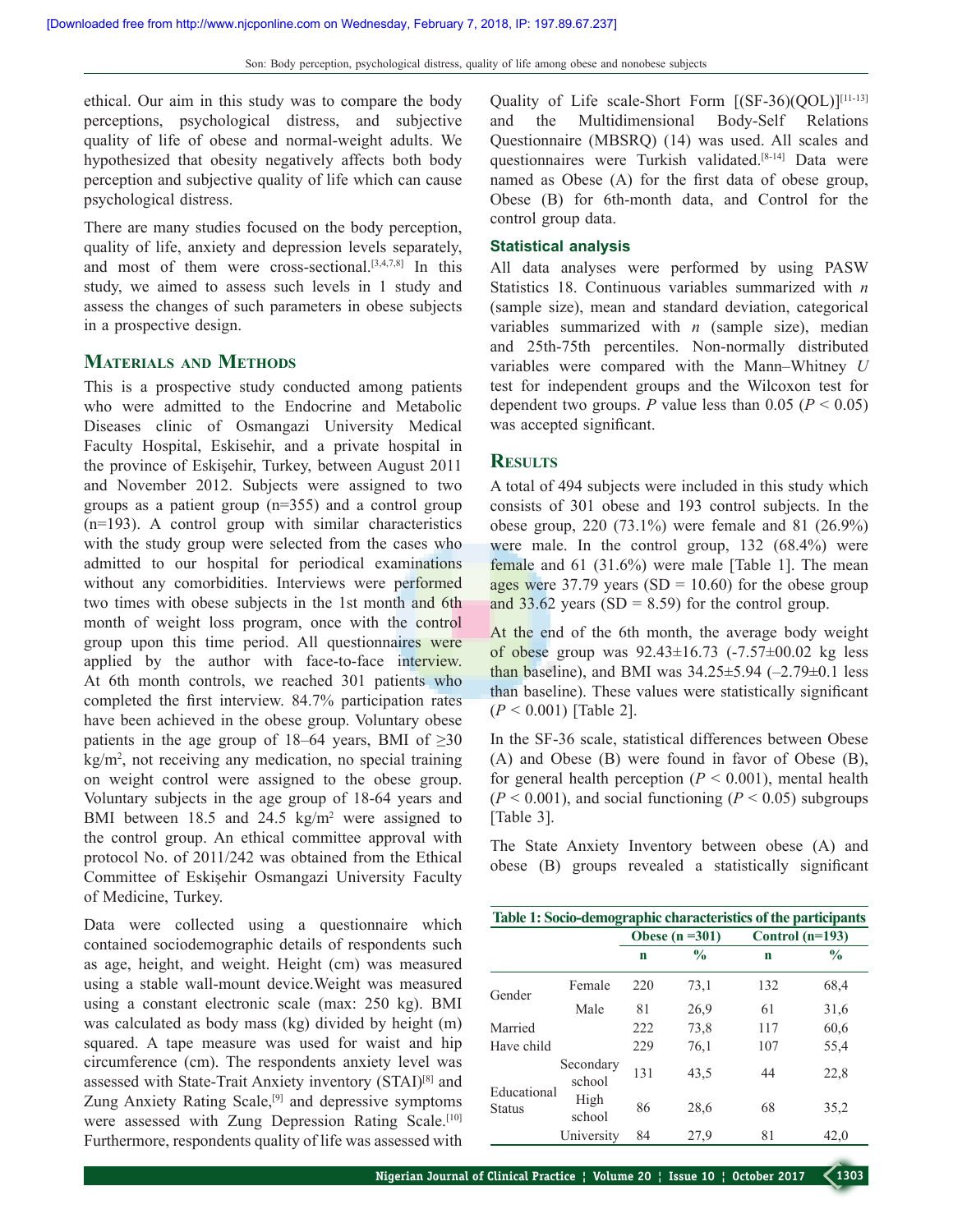ethical. Our aim in this study was to compare the body perceptions, psychological distress, and subjective quality of life of obese and normal-weight adults. We hypothesized that obesity negatively affects both body perception and subjective quality of life which can cause psychological distress.

There are many studies focused on the body perception, quality of life, anxiety and depression levels separately, and most of them were cross-sectional.[3,4,7,8] In this study, we aimed to assess such levels in 1 study and assess the changes of such parameters in obese subjects in a prospective design.

## Materials and Methods

This is a prospective study conducted among patients who were admitted to the Endocrine and Metabolic Diseases clinic of Osmangazi University Medical Faculty Hospital, Eskisehir, and a private hospital in the province of Eskişehir, Turkey, between August 2011 and November 2012. Subjects were assigned to two groups as a patient group (n=355) and a control group (n=193). A control group with similar characteristics with the study group were selected from the cases who admitted to our hospital for periodical examinations without any comorbidities. Interviews were performed two times with obese subjects in the 1st month and 6th month of weight loss program, once with the control group upon this time period. All questionnaires were applied by the author with face-to-face interview. At 6th month controls, we reached 301 patients who completed the first interview. 84.7% participation rates have been achieved in the obese group. Voluntary obese patients in the age group of 18–64 years, BMI of ≥30 kg/m$^2$, not receiving any medication, no special training on weight control were assigned to the obese group. Voluntary subjects in the age group of 18-64 years and BMI between 18.5 and 24.5 kg/m$^2$ were assigned to the control group. An ethical committee approval with protocol No. of 2011/242 was obtained from the Ethical Committee of Eskişehir Osmangazi University Faculty of Medicine, Turkey.

Data were collected using a questionnaire which contained sociodemographic details of respondents such as age, height, and weight. Height (cm) was measured using a stable wall-mount device.Weight was measured using a constant electronic scale (max: 250 kg). BMI was calculated as body mass (kg) divided by height (m) squared. A tape measure was used for waist and hip circumference (cm). The respondents anxiety level was assessed with State-Trait Anxiety inventory (STAI)[8] and Zung Anxiety Rating Scale,[9] and depressive symptoms were assessed with Zung Depression Rating Scale.[10] Furthermore, respondents quality of life was assessed with Quality of Life scale-Short Form [(SF-36)(QOL)][11-13] and the Multidimensional Body-Self Relations Questionnaire (MBSRQ) (14) was used. All scales and questionnaires were Turkish validated.[8-14] Data were named as Obese (A) for the first data of obese group, Obese (B) for 6th-month data, and Control for the control group data.

### Statistical analysis

All data analyses were performed by using PASW Statistics 18. Continuous variables summarized with *n* (sample size), mean and standard deviation, categorical variables summarized with *n* (sample size), median and 25th-75th percentiles. Non-normally distributed variables were compared with the Mann–Whitney *U* test for independent groups and the Wilcoxon test for dependent two groups. *P* value less than 0.05 ($P < 0.05$) was accepted significant.

## Results

A total of 494 subjects were included in this study which consists of 301 obese and 193 control subjects. In the obese group, 220 (73.1%) were female and 81 (26.9%) were male. In the control group, 132 (68.4%) were female and 61 (31.6%) were male [Table 1]. The mean ages were 37.79 years (SD = 10.60) for the obese group and 33.62 years (SD = 8.59) for the control group.

At the end of the 6th month, the average body weight of obese group was 92.43±16.73 (-7.57±00.02 kg less than baseline), and BMI was 34.25±5.94 (–2.79±0.1 less than baseline). These values were statistically significant ($P < 0.001$) [Table 2].

In the SF-36 scale, statistical differences between Obese (A) and Obese (B) were found in favor of Obese (B), for general health perception ($P < 0.001$), mental health ($P < 0.001$), and social functioning ($P < 0.05$) subgroups [Table 3].

The State Anxiety Inventory between obese (A) and obese (B) groups revealed a statistically significant

**Table 1: Socio-demographic characteristics of the participants**

| | | Obese (n =301) | | Control (n=193) | |
|---|---|---|---|---|---|
| | | n | % | n | % |
| Gender | Female | 220 | 73,1 | 132 | 68,4 |
| | Male | 81 | 26,9 | 61 | 31,6 |
| Married | | 222 | 73,8 | 117 | 60,6 |
| Have child | | 229 | 76,1 | 107 | 55,4 |
| Educational Status | Secondary school | 131 | 43,5 | 44 | 22,8 |
| | High school | 86 | 28,6 | 68 | 35,2 |
| | University | 84 | 27,9 | 81 | 42,0 |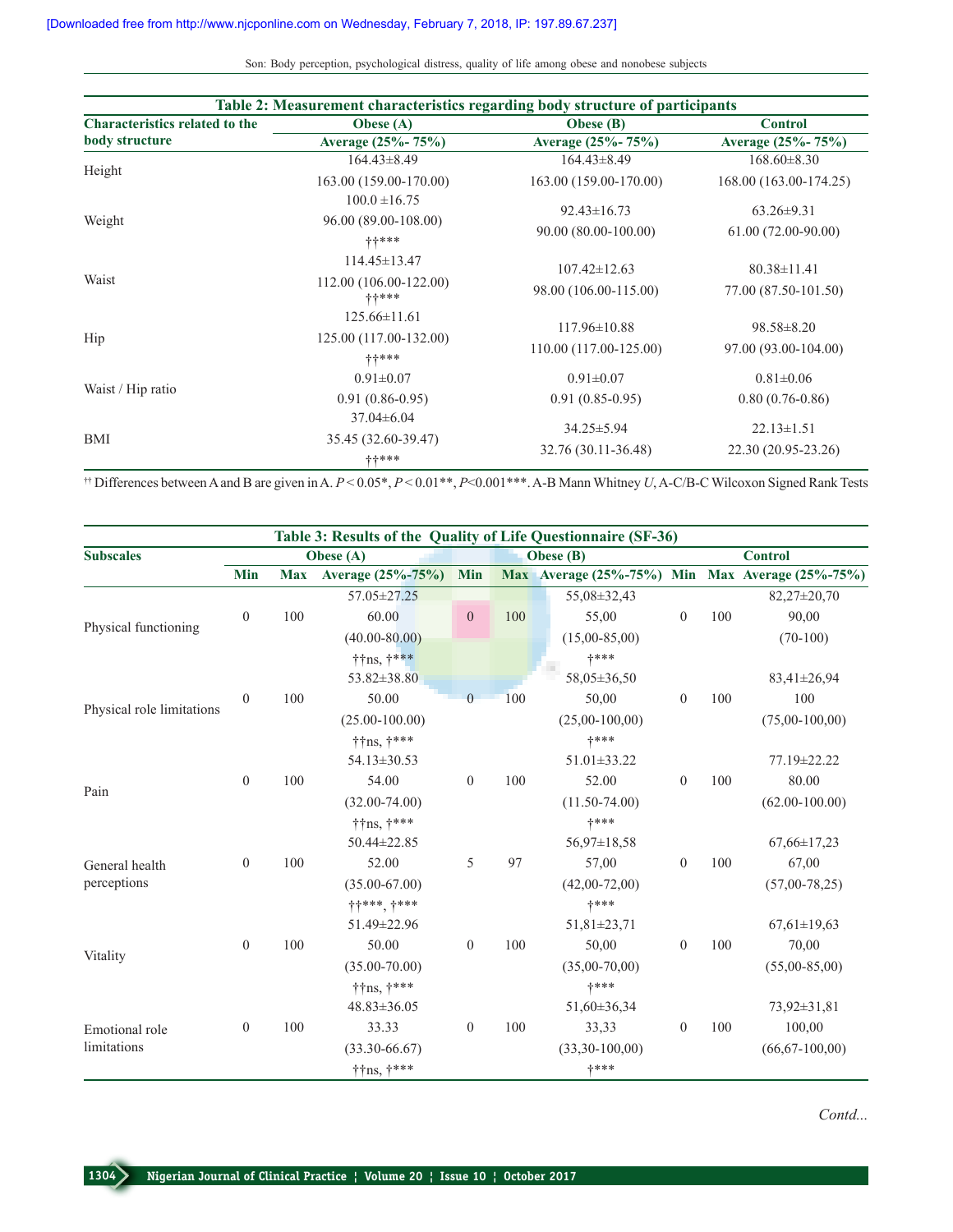**Table 2: Measurement characteristics regarding body structure of participants**

| Characteristics related to the body structure | Obese (A) Average (25%- 75%) | Obese (B) Average (25%- 75%) | Control Average (25%- 75%) |
|---|---|---|---|
| Height | 164.43±8.49<br>163.00 (159.00-170.00) | 164.43±8.49<br>163.00 (159.00-170.00) | 168.60±8.30<br>168.00 (163.00-174.25) |
| Weight | 100.0 ±16.75<br>96.00 (89.00-108.00)<br>††*** | 92.43±16.73<br>90.00 (80.00-100.00) | 63.26±9.31<br>61.00 (72.00-90.00) |
| Waist | 114.45±13.47<br>112.00 (106.00-122.00)<br>††*** | 107.42±12.63<br>98.00 (106.00-115.00) | 80.38±11.41<br>77.00 (87.50-101.50) |
| Hip | 125.66±11.61<br>125.00 (117.00-132.00)<br>††*** | 117.96±10.88<br>110.00 (117.00-125.00) | 98.58±8.20<br>97.00 (93.00-104.00) |
| Waist / Hip ratio | 0.91±0.07<br>0.91 (0.86-0.95) | 0.91±0.07<br>0.91 (0.85-0.95) | 0.81±0.06<br>0.80 (0.76-0.86) |
| BMI | 37.04±6.04<br>35.45 (32.60-39.47)<br>††*** | 34.25±5.94<br>32.76 (30.11-36.48) | 22.13±1.51<br>22.30 (20.95-23.26) |

†† Differences between A and B are given in A. $P < 0.05$*, $P < 0.01$**, $P < 0.001$***. A-B Mann Whitney *U*, A-C/B-C Wilcoxon Signed Rank Tests

**Table 3: Results of the Quality of Life Questionnaire (SF-36)**

| Subscales | Obese (A) | | | Obese (B) | | | Control | | |
|---|---|---|---|---|---|---|---|---|---|
| | Min | Max | Average (25%-75%) | Min | Max | Average (25%-75%) | Min | Max | Average (25%-75%) |
| Physical functioning | 0 | 100 | 57.05±27.25<br>60.00<br>(40.00-80.00)<br>††ns, †*** | 0 | 100 | 55,08±32,43<br>55,00<br>(15,00-85,00)<br>†*** | 0 | 100 | 82,27±20,70<br>90,00<br>(70-100) |
| Physical role limitations | 0 | 100 | 53.82±38.80<br>50.00<br>(25.00-100.00)<br>††ns, †*** | 0 | 100 | 58,05±36,50<br>50,00<br>(25,00-100,00)<br>†*** | 0 | 100 | 83,41±26,94<br>100<br>(75,00-100,00) |
| Pain | 0 | 100 | 54.13±30.53<br>54.00<br>(32.00-74.00)<br>††ns, †*** | 0 | 100 | 51.01±33.22<br>52.00<br>(11.50-74.00)<br>†*** | 0 | 100 | 77.19±22.22<br>80.00<br>(62.00-100.00) |
| General health perceptions | 0 | 100 | 50.44±22.85<br>52.00<br>(35.00-67.00)<br>††***, †*** | 5 | 97 | 56,97±18,58<br>57,00<br>(42,00-72,00)<br>†*** | 0 | 100 | 67,66±17,23<br>67,00<br>(57,00-78,25) |
| Vitality | 0 | 100 | 51.49±22.96<br>50.00<br>(35.00-70.00)<br>††ns, †*** | 0 | 100 | 51,81±23,71<br>50,00<br>(35,00-70,00)<br>†*** | 0 | 100 | 67,61±19,63<br>70,00<br>(55,00-85,00) |
| Emotional role limitations | 0 | 100 | 48.83±36.05<br>33.33<br>(33.30-66.67)<br>††ns, †*** | 0 | 100 | 51,60±36,34<br>33,33<br>(33,30-100,00)<br>†*** | 0 | 100 | 73,92±31,81<br>100,00<br>(66,67-100,00) |

*Contd...*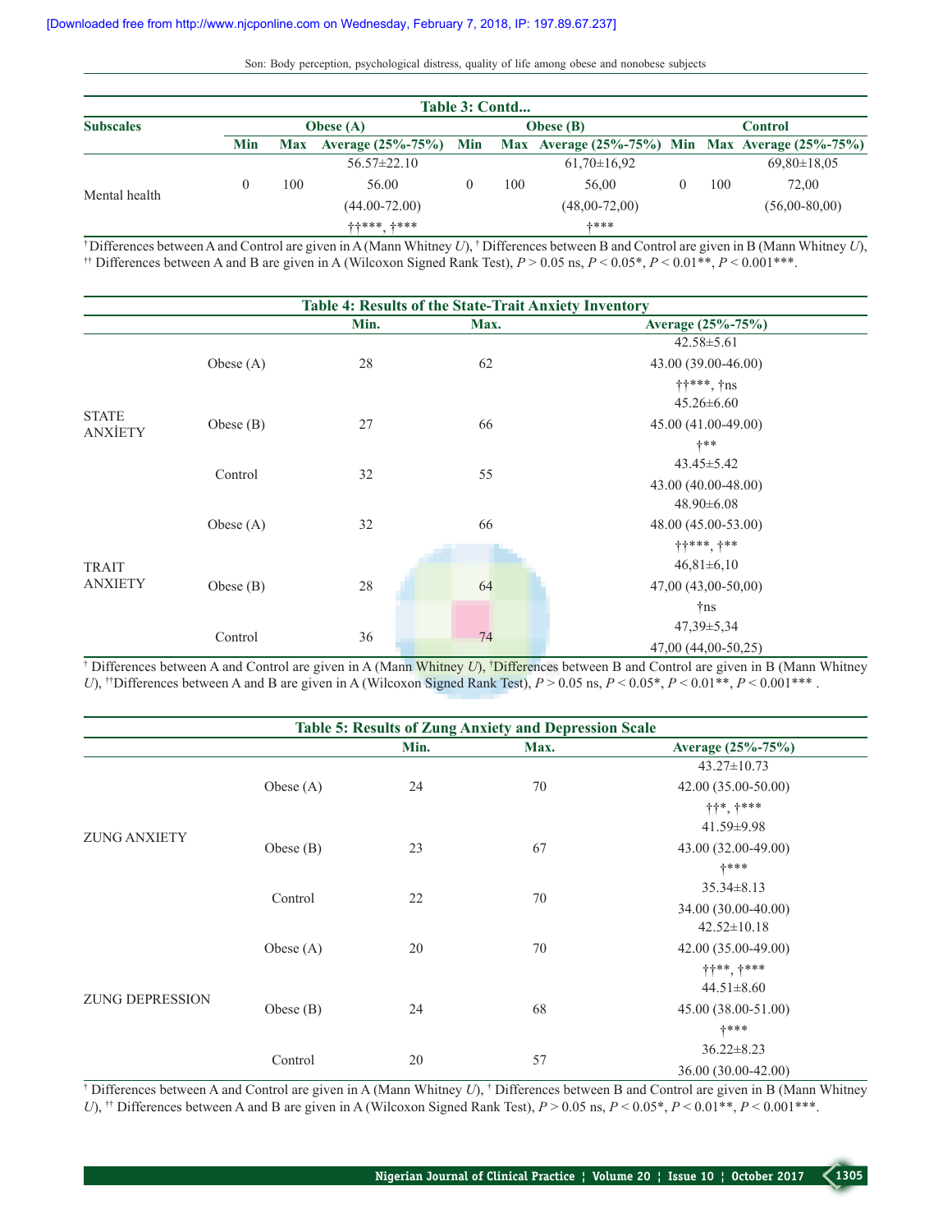**Table 3: Contd...**

| Subscales | Obese (A) | | | Obese (B) | | | Control | | |
|---|---|---|---|---|---|---|---|---|---|
| | Min | Max | Average (25%-75%) | Min | Max | Average (25%-75%) | Min | Max | Average (25%-75%) |
| Mental health | 0 | 100 | 56.57±22.10<br>56.00<br>(44.00-72.00)<br>††***, †*** | 0 | 100 | 61,70±16,92<br>56,00<br>(48,00-72,00)<br>†*** | 0 | 100 | 69,80±18,05<br>72,00<br>(56,00-80,00) |

† Differences between A and Control are given in A (Mann Whitney *U*), † Differences between B and Control are given in B (Mann Whitney *U*), †† Differences between A and B are given in A (Wilcoxon Signed Rank Test), $P > 0.05$ ns, $P < 0.05$*, $P < 0.01$**, $P < 0.001$***.

**Table 4: Results of the State-Trait Anxiety Inventory**

| | | Min. | Max. | Average (25%-75%) |
|---|---|---|---|---|
| STATE ANXİETY | Obese (A) | 28 | 62 | 42.58±5.61<br>43.00 (39.00-46.00)<br>††***, †ns |
| | Obese (B) | 27 | 66 | 45.26±6.60<br>45.00 (41.00-49.00)<br>†** |
| | Control | 32 | 55 | 43.45±5.42<br>43.00 (40.00-48.00) |
| TRAIT ANXIETY | Obese (A) | 32 | 66 | 48.90±6.08<br>48.00 (45.00-53.00)<br>††***, †** |
| | Obese (B) | 28 | 64 | 46,81±6,10<br>47,00 (43,00-50,00)<br>†ns |
| | Control | 36 | 74 | 47,39±5,34<br>47,00 (44,00-50,25) |

† Differences between A and Control are given in A (Mann Whitney *U*), †Differences between B and Control are given in B (Mann Whitney *U*), ††Differences between A and B are given in A (Wilcoxon Signed Rank Test), $P > 0.05$ ns, $P < 0.05$*, $P < 0.01$**, $P < 0.001$*** .

**Table 5: Results of Zung Anxiety and Depression Scale**

| | | Min. | Max. | Average (25%-75%) |
|---|---|---|---|---|
| ZUNG ANXIETY | Obese (A) | 24 | 70 | 43.27±10.73<br>42.00 (35.00-50.00)<br>††*, †*** |
| | Obese (B) | 23 | 67 | 41.59±9.98<br>43.00 (32.00-49.00)<br>†*** |
| | Control | 22 | 70 | 35.34±8.13<br>34.00 (30.00-40.00) |
| ZUNG DEPRESSION | Obese (A) | 20 | 70 | 42.52±10.18<br>42.00 (35.00-49.00)<br>††**, †*** |
| | Obese (B) | 24 | 68 | 44.51±8.60<br>45.00 (38.00-51.00)<br>†*** |
| | Control | 20 | 57 | 36.22±8.23<br>36.00 (30.00-42.00) |

† Differences between A and Control are given in A (Mann Whitney *U*), † Differences between B and Control are given in B (Mann Whitney *U*), †† Differences between A and B are given in A (Wilcoxon Signed Rank Test), $P > 0.05$ ns, $P < 0.05$*, $P < 0.01$**, $P < 0.001$***.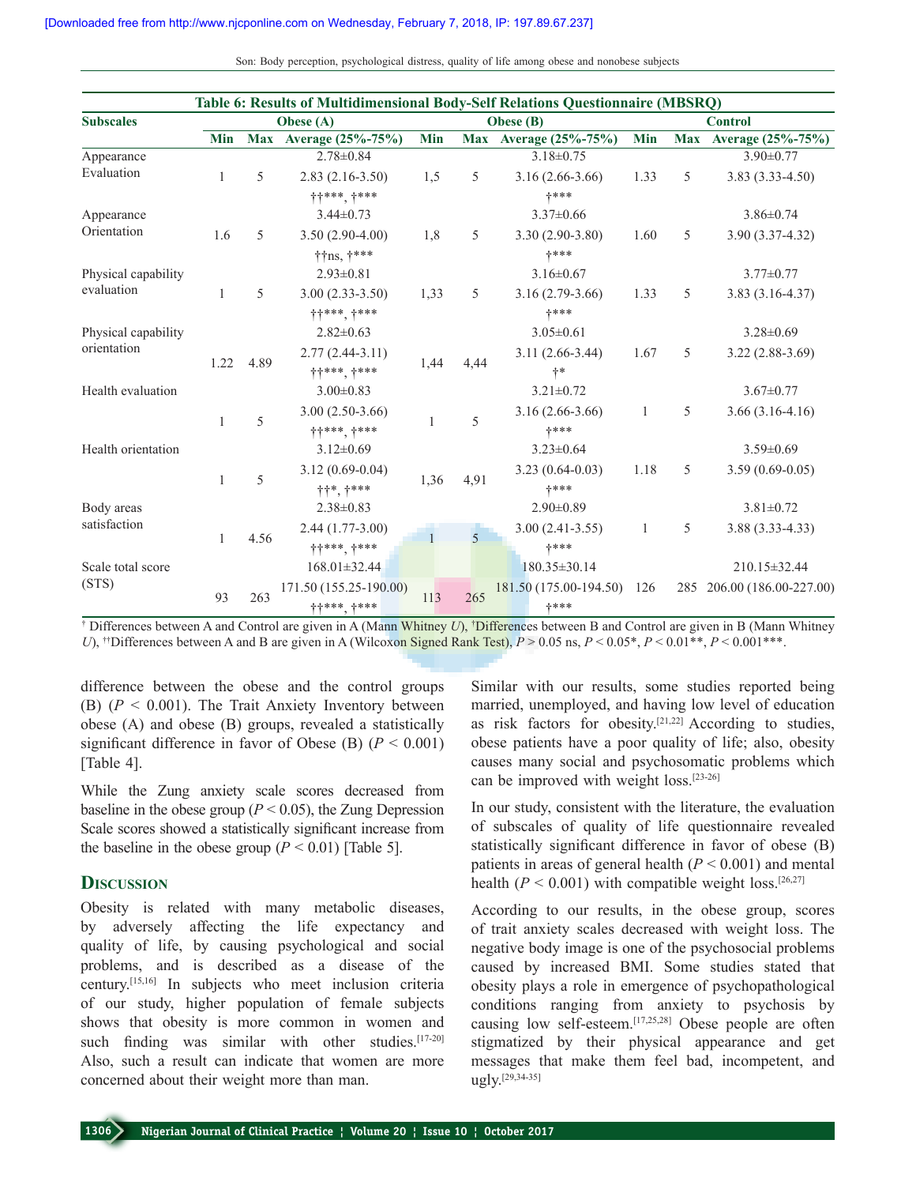**Table 6: Results of Multidimensional Body-Self Relations Questionnaire (MBSRQ)**

| Subscales | Obese (A) | | | Obese (B) | | | Control | | |
|---|---|---|---|---|---|---|---|---|---|
| | Min | Max | Average (25%-75%) | Min | Max | Average (25%-75%) | Min | Max | Average (25%-75%) |
| Appearance Evaluation | 1 | 5 | 2.78±0.84<br>2.83 (2.16-3.50)<br>††***, †*** | 1,5 | 5 | 3.18±0.75<br>3.16 (2.66-3.66)<br>†*** | 1.33 | 5 | 3.90±0.77<br>3.83 (3.33-4.50) |
| Appearance Orientation | 1.6 | 5 | 3.44±0.73<br>3.50 (2.90-4.00)<br>††ns, †*** | 1,8 | 5 | 3.37±0.66<br>3.30 (2.90-3.80)<br>†*** | 1.60 | 5 | 3.86±0.74<br>3.90 (3.37-4.32) |
| Physical capability evaluation | 1 | 5 | 2.93±0.81<br>3.00 (2.33-3.50)<br>††***, †*** | 1,33 | 5 | 3.16±0.67<br>3.16 (2.79-3.66)<br>†*** | 1.33 | 5 | 3.77±0.77<br>3.83 (3.16-4.37) |
| Physical capability orientation | 1.22 | 4.89 | 2.82±0.63<br>2.77 (2.44-3.11)<br>††***, †*** | 1,44 | 4,44 | 3.05±0.61<br>3.11 (2.66-3.44)<br>†* | 1.67 | 5 | 3.28±0.69<br>3.22 (2.88-3.69) |
| Health evaluation | 1 | 5 | 3.00±0.83<br>3.00 (2.50-3.66)<br>††***, †*** | 1 | 5 | 3.21±0.72<br>3.16 (2.66-3.66)<br>†*** | 1 | 5 | 3.67±0.77<br>3.66 (3.16-4.16) |
| Health orientation | 1 | 5 | 3.12±0.69<br>3.12 (0.69-0.04)<br>††*, †*** | 1,36 | 4,91 | 3.23±0.64<br>3.23 (0.64-0.03)<br>†*** | 1.18 | 5 | 3.59±0.69<br>3.59 (0.69-0.05) |
| Body areas satisfaction | 1 | 4.56 | 2.38±0.83<br>2.44 (1.77-3.00)<br>††***, †*** | 1 | 5 | 2.90±0.89<br>3.00 (2.41-3.55)<br>†*** | 1 | 5 | 3.81±0.72<br>3.88 (3.33-4.33) |
| Scale total score (STS) | 93 | 263 | 168.01±32.44<br>171.50 (155.25-190.00)<br>††***, †*** | 113 | 265 | 180.35±30.14<br>181.50 (175.00-194.50)<br>†*** | 126 | 285 | 210.15±32.44<br>206.00 (186.00-227.00) |

† Differences between A and Control are given in A (Mann Whitney *U*), †Differences between B and Control are given in B (Mann Whitney *U*), ††Differences between A and B are given in A (Wilcoxon Signed Rank Test), $P > 0.05$ ns, $P < 0.05$*, $P < 0.01$**, $P < 0.001$***.

difference between the obese and the control groups (B) ($P < 0.001$). The Trait Anxiety Inventory between obese (A) and obese (B) groups, revealed a statistically significant difference in favor of Obese (B) ($P < 0.001$) [Table 4].

While the Zung anxiety scale scores decreased from baseline in the obese group ($P < 0.05$), the Zung Depression Scale scores showed a statistically significant increase from the baseline in the obese group ($P < 0.01$) [Table 5].

## Discussion

Obesity is related with many metabolic diseases, by adversely affecting the life expectancy and quality of life, by causing psychological and social problems, and is described as a disease of the century.[15,16] In subjects who meet inclusion criteria of our study, higher population of female subjects shows that obesity is more common in women and such finding was similar with other studies.[17-20] Also, such a result can indicate that women are more concerned about their weight more than man.

Similar with our results, some studies reported being married, unemployed, and having low level of education as risk factors for obesity.[21,22] According to studies, obese patients have a poor quality of life; also, obesity causes many social and psychosomatic problems which can be improved with weight loss.[23-26]

In our study, consistent with the literature, the evaluation of subscales of quality of life questionnaire revealed statistically significant difference in favor of obese (B) patients in areas of general health ($P < 0.001$) and mental health ($P < 0.001$) with compatible weight loss.[26,27]

According to our results, in the obese group, scores of trait anxiety scales decreased with weight loss. The negative body image is one of the psychosocial problems caused by increased BMI. Some studies stated that obesity plays a role in emergence of psychopathological conditions ranging from anxiety to psychosis by causing low self-esteem.[17,25,28] Obese people are often stigmatized by their physical appearance and get messages that make them feel bad, incompetent, and ugly.[29,34-35]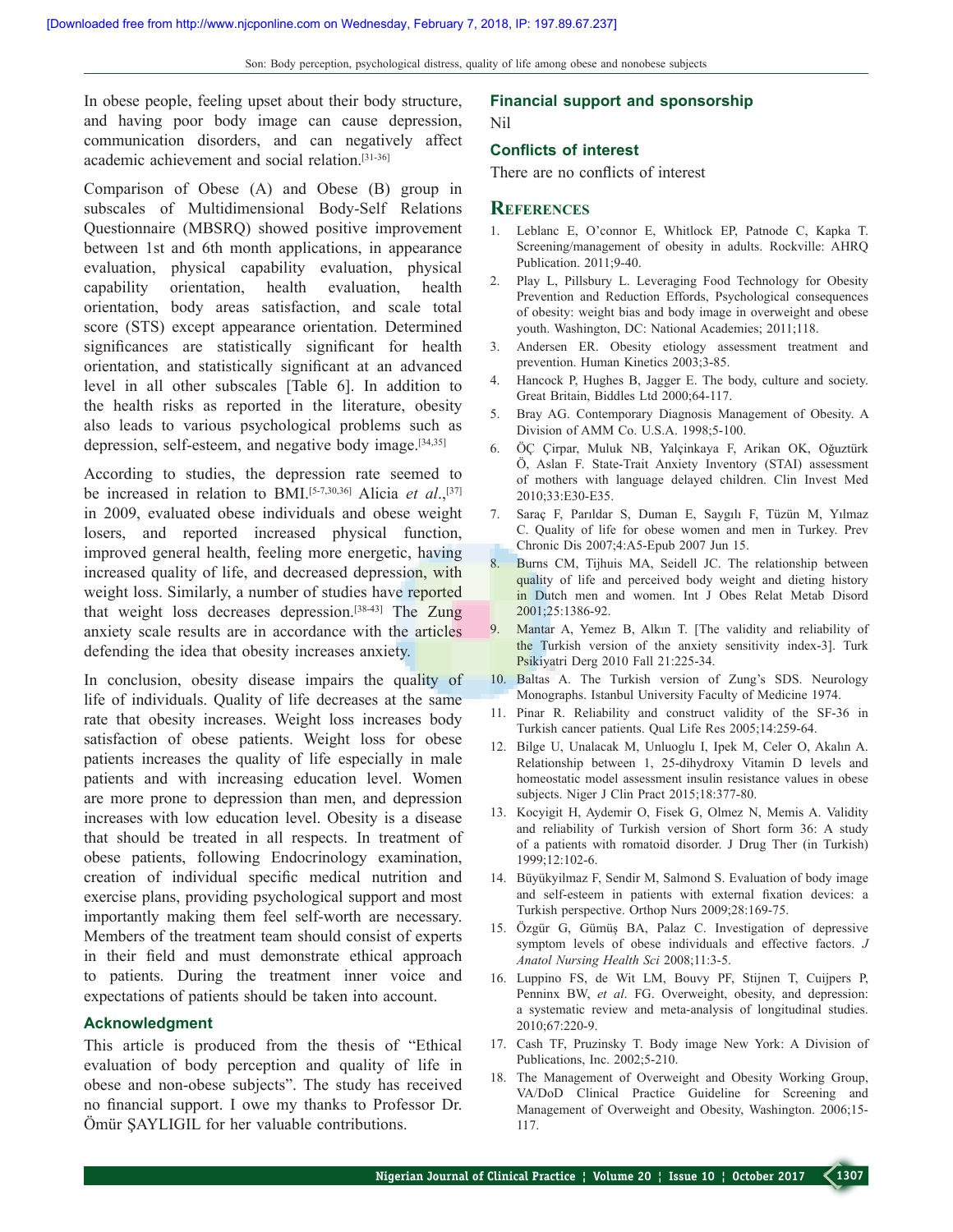In obese people, feeling upset about their body structure, and having poor body image can cause depression, communication disorders, and can negatively affect academic achievement and social relation.[31-36]

Comparison of Obese (A) and Obese (B) group in subscales of Multidimensional Body-Self Relations Questionnaire (MBSRQ) showed positive improvement between 1st and 6th month applications, in appearance evaluation, physical capability evaluation, physical capability orientation, health evaluation, health orientation, body areas satisfaction, and scale total score (STS) except appearance orientation. Determined significances are statistically significant for health orientation, and statistically significant at an advanced level in all other subscales [Table 6]. In addition to the health risks as reported in the literature, obesity also leads to various psychological problems such as depression, self-esteem, and negative body image.[34,35]

According to studies, the depression rate seemed to be increased in relation to BMI.[5-7,30,36] Alicia *et al*.,[37] in 2009, evaluated obese individuals and obese weight losers, and reported increased physical function, improved general health, feeling more energetic, having increased quality of life, and decreased depression, with weight loss. Similarly, a number of studies have reported that weight loss decreases depression.[38-43] The Zung anxiety scale results are in accordance with the articles defending the idea that obesity increases anxiety.

In conclusion, obesity disease impairs the quality of life of individuals. Quality of life decreases at the same rate that obesity increases. Weight loss increases body satisfaction of obese patients. Weight loss for obese patients increases the quality of life especially in male patients and with increasing education level. Women are more prone to depression than men, and depression increases with low education level. Obesity is a disease that should be treated in all respects. In treatment of obese patients, following Endocrinology examination, creation of individual specific medical nutrition and exercise plans, providing psychological support and most importantly making them feel self-worth are necessary. Members of the treatment team should consist of experts in their field and must demonstrate ethical approach to patients. During the treatment inner voice and expectations of patients should be taken into account.

### Acknowledgment

This article is produced from the thesis of "Ethical evaluation of body perception and quality of life in obese and non-obese subjects". The study has received no financial support. I owe my thanks to Professor Dr. Ömür ŞAYLIGIL for her valuable contributions.

### Financial support and sponsorship

Nil

### Conflicts of interest

There are no conflicts of interest

## References

1. Leblanc E, O'connor E, Whitlock EP, Patnode C, Kapka T. Screening/management of obesity in adults. Rockville: AHRQ Publication. 2011;9-40.
2. Play L, Pillsbury L. Leveraging Food Technology for Obesity Prevention and Reduction Effords, Psychological consequences of obesity: weight bias and body image in overweight and obese youth. Washington, DC: National Academies; 2011;118.
3. Andersen ER. Obesity etiology assessment treatment and prevention. Human Kinetics 2003;3-85.
4. Hancock P, Hughes B, Jagger E. The body, culture and society. Great Britain, Biddles Ltd 2000;64-117.
5. Bray AG. Contemporary Diagnosis Management of Obesity. A Division of AMM Co. U.S.A. 1998;5-100.
6. ÖÇ Çirpar, Muluk NB, Yalçinkaya F, Arikan OK, Oğuztürk Ö, Aslan F. State-Trait Anxiety Inventory (STAI) assessment of mothers with language delayed children. Clin Invest Med 2010;33:E30-E35.
7. Saraç F, Parıldar S, Duman E, Saygılı F, Tüzün M, Yılmaz C. Quality of life for obese women and men in Turkey. Prev Chronic Dis 2007;4:A5-Epub 2007 Jun 15.
8. Burns CM, Tijhuis MA, Seidell JC. The relationship between quality of life and perceived body weight and dieting history in Dutch men and women. Int J Obes Relat Metab Disord 2001;25:1386-92.
9. Mantar A, Yemez B, Alkın T. [The validity and reliability of the Turkish version of the anxiety sensitivity index-3]. Turk Psikiyatri Derg 2010 Fall 21:225-34.
10. Baltas A. The Turkish version of Zung's SDS. Neurology Monographs. Istanbul University Faculty of Medicine 1974.
11. Pinar R. Reliability and construct validity of the SF-36 in Turkish cancer patients. Qual Life Res 2005;14:259-64.
12. Bilge U, Unalacak M, Unluoglu I, Ipek M, Celer O, Akalın A. Relationship between 1, 25-dihydroxy Vitamin D levels and homeostatic model assessment insulin resistance values in obese subjects. Niger J Clin Pract 2015;18:377-80.
13. Kocyigit H, Aydemir O, Fisek G, Olmez N, Memis A. Validity and reliability of Turkish version of Short form 36: A study of a patients with romatoid disorder. J Drug Ther (in Turkish) 1999;12:102-6.
14. Büyükyilmaz F, Sendir M, Salmond S. Evaluation of body image and self-esteem in patients with external fixation devices: a Turkish perspective. Orthop Nurs 2009;28:169-75.
15. Özgür G, Gümüş BA, Palaz C. Investigation of depressive symptom levels of obese individuals and effective factors. *J Anatol Nursing Health Sci* 2008;11:3-5.
16. Luppino FS, de Wit LM, Bouvy PF, Stijnen T, Cuijpers P, Penninx BW, *et al*. FG. Overweight, obesity, and depression: a systematic review and meta-analysis of longitudinal studies. 2010;67:220-9.
17. Cash TF, Pruzinsky T. Body image New York: A Division of Publications, Inc. 2002;5-210.
18. The Management of Overweight and Obesity Working Group, VA/DoD Clinical Practice Guideline for Screening and Management of Overweight and Obesity, Washington. 2006;15-117.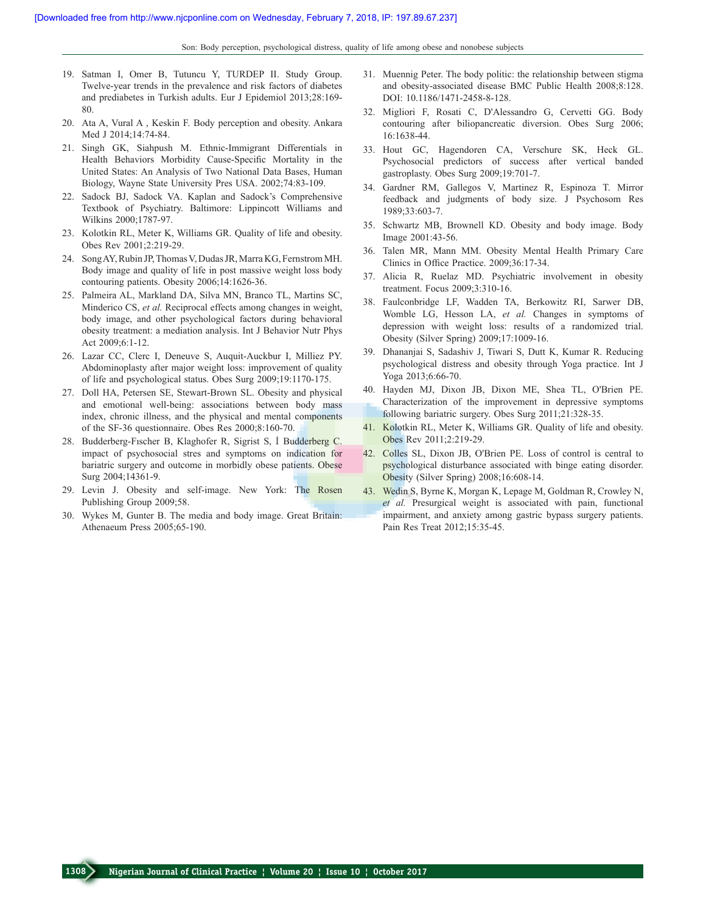19. Satman I, Omer B, Tutuncu Y, TURDEP II. Study Group. Twelve-year trends in the prevalence and risk factors of diabetes and prediabetes in Turkish adults. Eur J Epidemiol 2013;28:169-80.
20. Ata A, Vural A , Keskin F. Body perception and obesity. Ankara Med J 2014;14:74-84.
21. Singh GK, Siahpush M. Ethnic-Immigrant Differentials in Health Behaviors Morbidity Cause-Specific Mortality in the United States: An Analysis of Two National Data Bases, Human Biology, Wayne State University Pres USA. 2002;74:83-109.
22. Sadock BJ, Sadock VA. Kaplan and Sadock's Comprehensive Textbook of Psychiatry. Baltimore: Lippincott Williams and Wilkins 2000;1787-97.
23. Kolotkin RL, Meter K, Williams GR. Quality of life and obesity. Obes Rev 2001;2:219-29.
24. Song AY, Rubin JP, Thomas V, Dudas JR, Marra KG, Fernstrom MH. Body image and quality of life in post massive weight loss body contouring patients. Obesity 2006;14:1626-36.
25. Palmeira AL, Markland DA, Silva MN, Branco TL, Martins SC, Minderico CS, *et al.* Reciprocal effects among changes in weight, body image, and other psychological factors during behavioral obesity treatment: a mediation analysis. Int J Behavior Nutr Phys Act 2009;6:1-12.
26. Lazar CC, Clerc I, Deneuve S, Auquit-Auckbur I, Milliez PY. Abdominoplasty after major weight loss: improvement of quality of life and psychological status. Obes Surg 2009;19:1170-175.
27. Doll HA, Petersen SE, Stewart-Brown SL. Obesity and physical and emotional well-being: associations between body mass index, chronic illness, and the physical and mental components of the SF-36 questionnaire. Obes Res 2000;8:160-70.
28. Budderberg-Fıscher B, Klaghofer R, Sigrist S, İ Budderberg C. impact of psychosocial stres and symptoms on indication for bariatric surgery and outcome in morbidly obese patients. Obese Surg 2004;14361-9.
29. Levin J. Obesity and self-image. New York: The Rosen Publishing Group 2009;58.
30. Wykes M, Gunter B. The media and body image. Great Britain: Athenaeum Press 2005;65-190.
31. Muennig Peter. The body politic: the relationship between stigma and obesity-associated disease BMC Public Health 2008;8:128. DOI: 10.1186/1471-2458-8-128.
32. Migliori F, Rosati C, D'Alessandro G, Cervetti GG. Body contouring after biliopancreatic diversion. Obes Surg 2006; 16:1638-44.
33. Hout GC, Hagendoren CA, Verschure SK, Heck GL. Psychosocial predictors of success after vertical banded gastroplasty. Obes Surg 2009;19:701-7.
34. Gardner RM, Gallegos V, Martinez R, Espinoza T. Mirror feedback and judgments of body size. J Psychosom Res 1989;33:603-7.
35. Schwartz MB, Brownell KD. Obesity and body image. Body Image 2001:43-56.
36. Talen MR, Mann MM. Obesity Mental Health Primary Care Clinics in Office Practice. 2009;36:17-34.
37. Alicia R, Ruelaz MD. Psychiatric involvement in obesity treatment. Focus 2009;3:310-16.
38. Faulconbridge LF, Wadden TA, Berkowitz RI, Sarwer DB, Womble LG, Hesson LA, *et al.* Changes in symptoms of depression with weight loss: results of a randomized trial. Obesity (Silver Spring) 2009;17:1009-16.
39. Dhananjai S, Sadashiv J, Tiwari S, Dutt K, Kumar R. Reducing psychological distress and obesity through Yoga practice. Int J Yoga 2013;6:66-70.
40. Hayden MJ, Dixon JB, Dixon ME, Shea TL, O'Brien PE. Characterization of the improvement in depressive symptoms following bariatric surgery. Obes Surg 2011;21:328-35.
41. Kolotkin RL, Meter K, Williams GR. Quality of life and obesity. Obes Rev 2011;2:219-29.
42. Colles SL, Dixon JB, O'Brien PE. Loss of control is central to psychological disturbance associated with binge eating disorder. Obesity (Silver Spring) 2008;16:608-14.
43. Wedin S, Byrne K, Morgan K, Lepage M, Goldman R, Crowley N, *et al.* Presurgical weight is associated with pain, functional impairment, and anxiety among gastric bypass surgery patients. Pain Res Treat 2012;15:35-45.